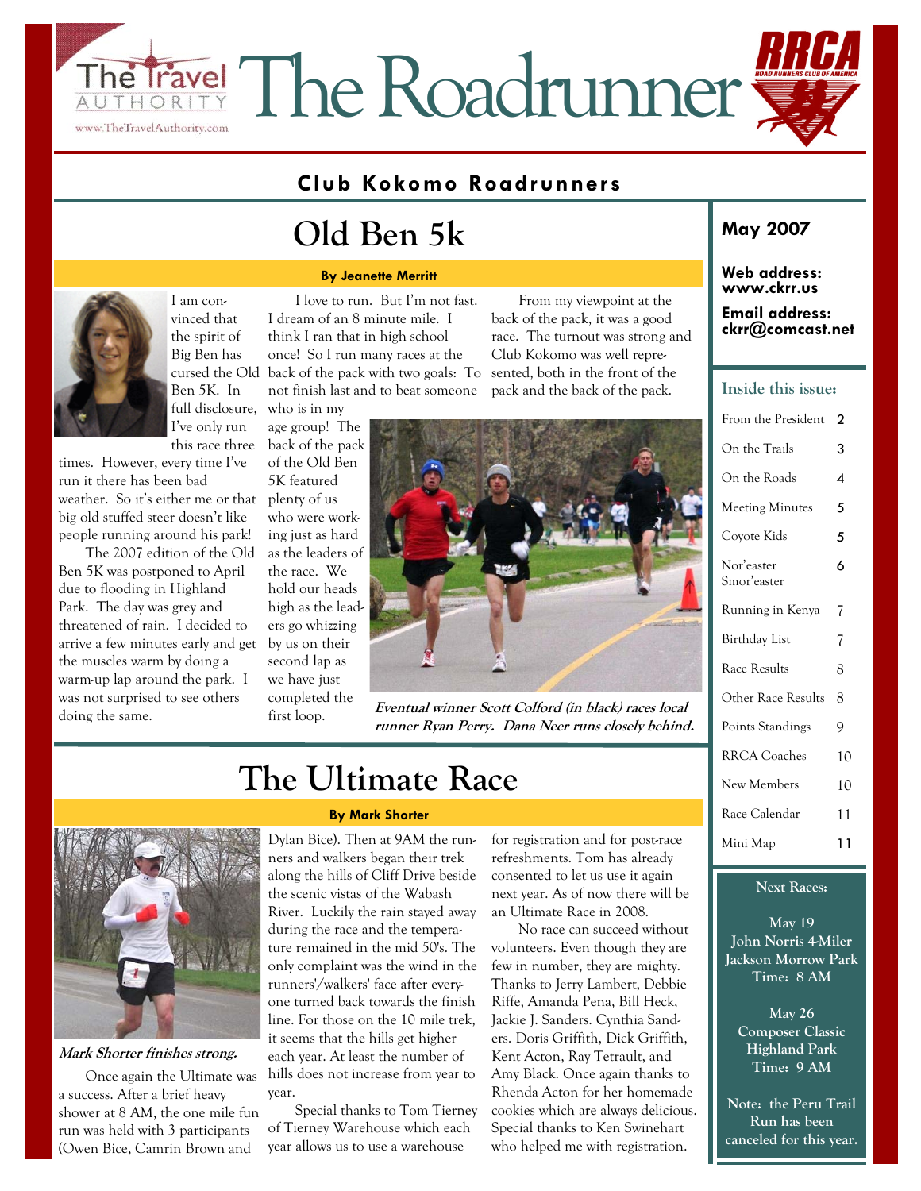# The Roadrunner

The Travel Authority
www.TheTravelAuthority.com

RRCA Road Runners Club of America

**Club Kokomo Roadrunners**

**May 2007**

**Web address: www.ckrr.us**

**Email address: ckrr@comcast.net**

## Old Ben 5k

**By Jeanette Merritt**

I am convinced that the spirit of Big Ben has cursed the Old Ben 5K. In full disclosure, I've only run this race three times. However, every time I've run it there has been bad weather. So it's either me or that big old stuffed steer doesn't like people running around his park!

The 2007 edition of the Old Ben 5K was postponed to April due to flooding in Highland Park. The day was grey and threatened of rain. I decided to arrive a few minutes early and get the muscles warm by doing a warm-up lap around the park. I was not surprised to see others doing the same.

I love to run. But I'm not fast. I dream of an 8 minute mile. I think I ran that in high school once! So I run many races at the back of the pack with two goals: To not finish last and to beat someone who is in my age group! The back of the pack of the Old Ben 5K featured plenty of us who were working just as hard as the leaders of the race. We hold our heads high as the leaders go whizzing by us on their second lap as we have just completed the first loop.

From my viewpoint at the back of the pack, it was a good race. The turnout was strong and Club Kokomo was well represented, both in the front of the pack and the back of the pack.

*Eventual winner Scott Colford (in black) races local runner Ryan Perry. Dana Neer runs closely behind.*

## The Ultimate Race

**By Mark Shorter**

*Mark Shorter finishes strong.*

Once again the Ultimate was a success. After a brief heavy shower at 8 AM, the one mile fun run was held with 3 participants (Owen Bice, Camrin Brown and Dylan Bice). Then at 9AM the runners and walkers began their trek along the hills of Cliff Drive beside the scenic vistas of the Wabash River. Luckily the rain stayed away during the race and the temperature remained in the mid 50's. The only complaint was the wind in the runners'/walkers' face after everyone turned back towards the finish line. For those on the 10 mile trek, it seems that the hills get higher each year. At least the number of hills does not increase from year to year.

Special thanks to Tom Tierney of Tierney Warehouse which each year allows us to use a warehouse for registration and for post-race refreshments. Tom has already consented to let us use it again next year. As of now there will be an Ultimate Race in 2008.

No race can succeed without volunteers. Even though they are few in number, they are mighty. Thanks to Jerry Lambert, Debbie Riffe, Amanda Pena, Bill Heck, Jackie J. Sanders. Cynthia Sanders. Doris Griffith, Dick Griffith, Kent Acton, Ray Tetrault, and Amy Black. Once again thanks to Rhenda Acton for her homemade cookies which are always delicious. Special thanks to Ken Swinehart who helped me with registration.

### Inside this issue:

| | |
|---|---|
| From the President | 2 |
| On the Trails | 3 |
| On the Roads | 4 |
| Meeting Minutes | 5 |
| Coyote Kids | 5 |
| Nor'easter Smor'easter | 6 |
| Running in Kenya | 7 |
| Birthday List | 7 |
| Race Results | 8 |
| Other Race Results | 8 |
| Points Standings | 9 |
| RRCA Coaches | 10 |
| New Members | 10 |
| Race Calendar | 11 |
| Mini Map | 11 |

### Next Races:

May 19
John Norris 4-Miler
Jackson Morrow Park
Time: 8 AM

May 26
Composer Classic
Highland Park
Time: 9 AM

Note: the Peru Trail Run has been canceled for this year.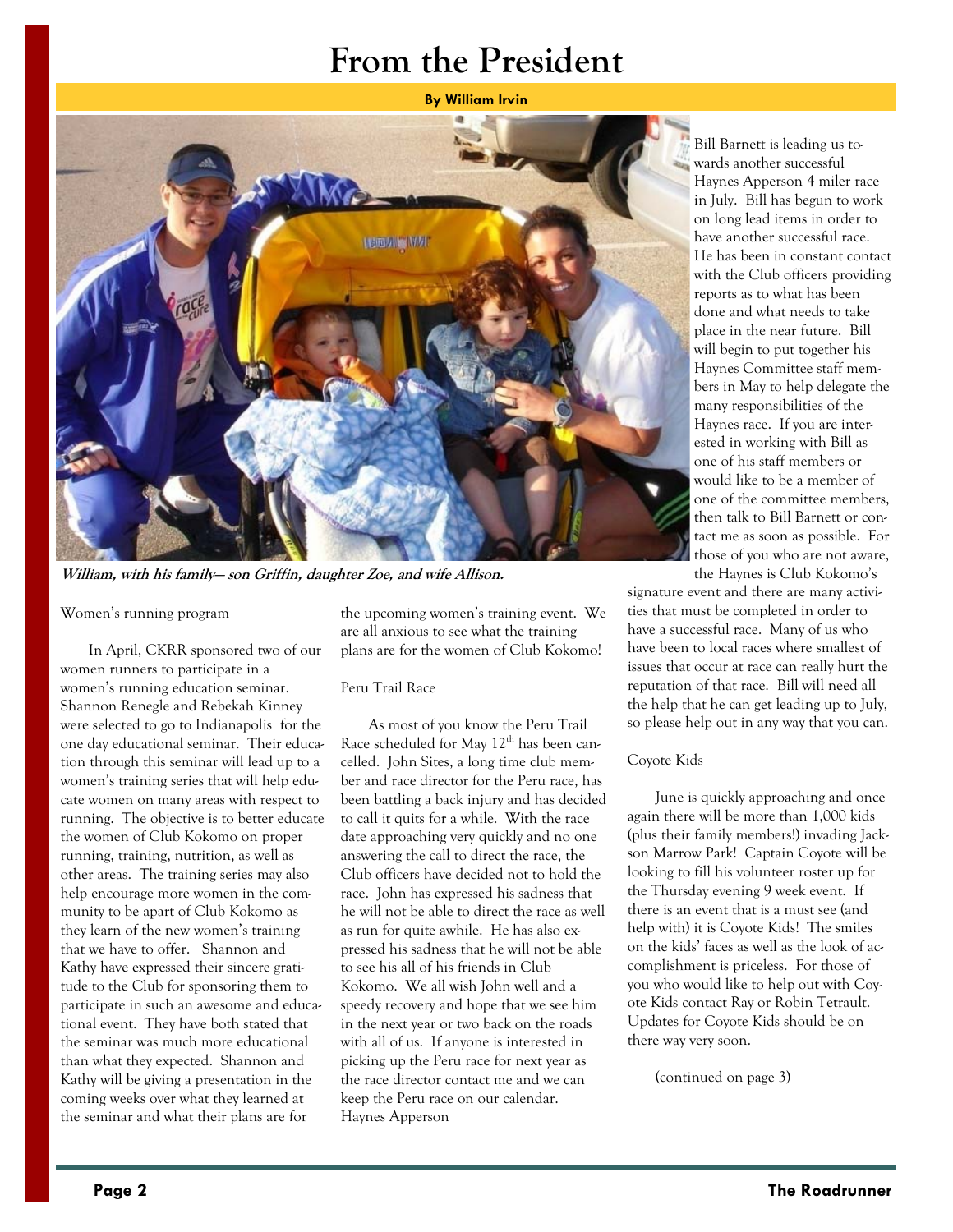# From the President

**By William Irvin**

*William, with his family— son Griffin, daughter Zoe, and wife Allison.*

Bill Barnett is leading us towards another successful Haynes Apperson 4 miler race in July. Bill has begun to work on long lead items in order to have another successful race. He has been in constant contact with the Club officers providing reports as to what has been done and what needs to take place in the near future. Bill will begin to put together his Haynes Committee staff members in May to help delegate the many responsibilities of the Haynes race. If you are interested in working with Bill as one of his staff members or would like to be a member of one of the committee members, then talk to Bill Barnett or contact me as soon as possible. For those of you who are not aware, the Haynes is Club Kokomo's signature event and there are many activities that must be completed in order to have a successful race. Many of us who have been to local races where smallest of issues that occur at race can really hurt the reputation of that race. Bill will need all the help that he can get leading up to July, so please help out in any way that you can.

Women's running program

In April, CKRR sponsored two of our women runners to participate in a women's running education seminar. Shannon Renegle and Rebekah Kinney were selected to go to Indianapolis for the one day educational seminar. Their education through this seminar will lead up to a women's training series that will help educate women on many areas with respect to running. The objective is to better educate the women of Club Kokomo on proper running, training, nutrition, as well as other areas. The training series may also help encourage more women in the community to be apart of Club Kokomo as they learn of the new women's training that we have to offer. Shannon and Kathy have expressed their sincere gratitude to the Club for sponsoring them to participate in such an awesome and educational event. They have both stated that the seminar was much more educational than what they expected. Shannon and Kathy will be giving a presentation in the coming weeks over what they learned at the seminar and what their plans are for the upcoming women's training event. We are all anxious to see what the training plans are for the women of Club Kokomo!

Peru Trail Race

As most of you know the Peru Trail Race scheduled for May 12th has been cancelled. John Sites, a long time club member and race director for the Peru race, has been battling a back injury and has decided to call it quits for a while. With the race date approaching very quickly and no one answering the call to direct the race, the Club officers have decided not to hold the race. John has expressed his sadness that he will not be able to direct the race as well as run for quite awhile. He has also expressed his sadness that he will not be able to see his all of his friends in Club Kokomo. We all wish John well and a speedy recovery and hope that we see him in the next year or two back on the roads with all of us. If anyone is interested in picking up the Peru race for next year as the race director contact me and we can keep the Peru race on our calendar.

Haynes Apperson

Coyote Kids

June is quickly approaching and once again there will be more than 1,000 kids (plus their family members!) invading Jackson Marrow Park! Captain Coyote will be looking to fill his volunteer roster up for the Thursday evening 9 week event. If there is an event that is a must see (and help with) it is Coyote Kids! The smiles on the kids' faces as well as the look of accomplishment is priceless. For those of you who would like to help out with Coyote Kids contact Ray or Robin Tetrault. Updates for Coyote Kids should be on there way very soon.

(continued on page 3)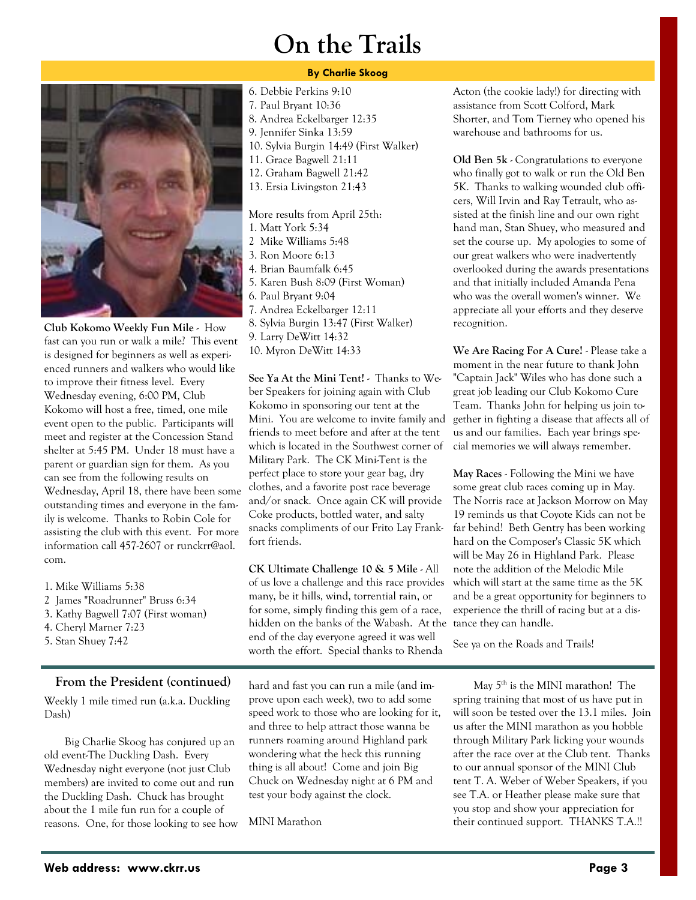# On the Trails

**By Charlie Skoog**

**Club Kokomo Weekly Fun Mile** - How fast can you run or walk a mile? This event is designed for beginners as well as experienced runners and walkers who would like to improve their fitness level. Every Wednesday evening, 6:00 PM, Club Kokomo will host a free, timed, one mile event open to the public. Participants will meet and register at the Concession Stand shelter at 5:45 PM. Under 18 must have a parent or guardian sign for them. As you can see from the following results on Wednesday, April 18, there have been some outstanding times and everyone in the family is welcome. Thanks to Robin Cole for assisting the club with this event. For more information call 457-2607 or runckrr@aol.com.

1. Mike Williams 5:38
2. James "Roadrunner" Bruss 6:34
3. Kathy Bagwell 7:07 (First woman)
4. Cheryl Marner 7:23
5. Stan Shuey 7:42
6. Debbie Perkins 9:10
7. Paul Bryant 10:36
8. Andrea Eckelbarger 12:35
9. Jennifer Sinka 13:59
10. Sylvia Burgin 14:49 (First Walker)
11. Grace Bagwell 21:11
12. Graham Bagwell 21:42
13. Ersia Livingston 21:43

More results from April 25th:

1. Matt York 5:34
2. Mike Williams 5:48
3. Ron Moore 6:13
4. Brian Baumfalk 6:45
5. Karen Bush 8:09 (First Woman)
6. Paul Bryant 9:04
7. Andrea Eckelbarger 12:11
8. Sylvia Burgin 13:47 (First Walker)
9. Larry DeWitt 14:32
10. Myron DeWitt 14:33

**See Ya At the Mini Tent!** - Thanks to Weber Speakers for joining again with Club Kokomo in sponsoring our tent at the Mini. You are welcome to invite family and friends to meet before and after at the tent which is located in the Southwest corner of Military Park. The CK Mini-Tent is the perfect place to store your gear bag, dry clothes, and a favorite post race beverage and/or snack. Once again CK will provide Coke products, bottled water, and salty snacks compliments of our Frito Lay Frankfort friends.

**CK Ultimate Challenge 10 & 5 Mile** - All of us love a challenge and this race provides many, be it hills, wind, torrential rain, or for some, simply finding this gem of a race, hidden on the banks of the Wabash. At the end of the day everyone agreed it was well worth the effort. Special thanks to Rhenda Acton (the cookie lady!) for directing with assistance from Scott Colford, Mark Shorter, and Tom Tierney who opened his warehouse and bathrooms for us.

**Old Ben 5k** - Congratulations to everyone who finally got to walk or run the Old Ben 5K. Thanks to walking wounded club officers, Will Irvin and Ray Tetrault, who assisted at the finish line and our own right hand man, Stan Shuey, who measured and set the course up. My apologies to some of our great walkers who were inadvertently overlooked during the awards presentations and that initially included Amanda Pena who was the overall women's winner. We appreciate all your efforts and they deserve recognition.

**We Are Racing For A Cure!** - Please take a moment in the near future to thank John "Captain Jack" Wiles who has done such a great job leading our Club Kokomo Cure Team. Thanks John for helping us join together in fighting a disease that affects all of us and our families. Each year brings special memories we will always remember.

**May Races** - Following the Mini we have some great club races coming up in May. The Norris race at Jackson Morrow on May 19 reminds us that Coyote Kids can not be far behind! Beth Gentry has been working hard on the Composer's Classic 5K which will be May 26 in Highland Park. Please note the addition of the Melodic Mile which will start at the same time as the 5K and be a great opportunity for beginners to experience the thrill of racing but at a distance they can handle.

See ya on the Roads and Trails!

## From the President (continued)

Weekly 1 mile timed run (a.k.a. Duckling Dash)

Big Charlie Skoog has conjured up an old event-The Duckling Dash. Every Wednesday night everyone (not just Club members) are invited to come out and run the Duckling Dash. Chuck has brought about the 1 mile fun run for a couple of reasons. One, for those looking to see how hard and fast you can run a mile (and improve upon each week), two to add some speed work to those who are looking for it, and three to help attract those wanna be runners roaming around Highland park wondering what the heck this running thing is all about! Come and join Big Chuck on Wednesday night at 6 PM and test your body against the clock.

MINI Marathon

May 5th is the MINI marathon! The spring training that most of us have put in will soon be tested over the 13.1 miles. Join us after the MINI marathon as you hobble through Military Park licking your wounds after the race over at the Club tent. Thanks to our annual sponsor of the MINI Club tent T. A. Weber of Weber Speakers, if you see T.A. or Heather please make sure that you stop and show your appreciation for their continued support. THANKS T.A.!!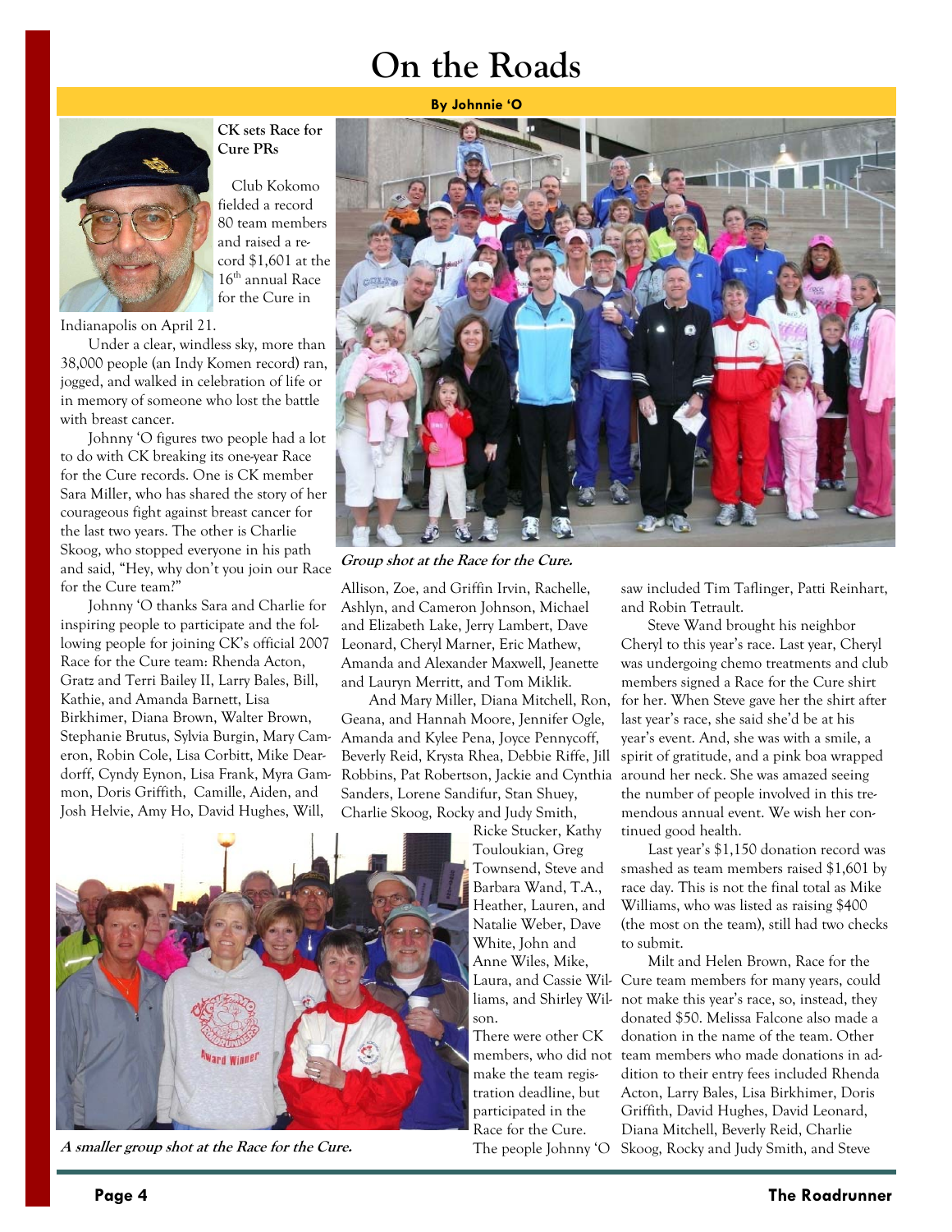# On the Roads

**By Johnnie 'O**

**CK sets Race for Cure PRs**

Club Kokomo fielded a record 80 team members and raised a record $1,601 at the 16th annual Race for the Cure in Indianapolis on April 21.

Under a clear, windless sky, more than 38,000 people (an Indy Komen record) ran, jogged, and walked in celebration of life or in memory of someone who lost the battle with breast cancer.

Johnny 'O figures two people had a lot to do with CK breaking its one-year Race for the Cure records. One is CK member Sara Miller, who has shared the story of her courageous fight against breast cancer for the last two years. The other is Charlie Skoog, who stopped everyone in his path and said, "Hey, why don't you join our Race for the Cure team?"

Johnny 'O thanks Sara and Charlie for inspiring people to participate and the following people for joining CK's official 2007 Race for the Cure team: Rhenda Acton, Gratz and Terri Bailey II, Larry Bales, Bill, Kathie, and Amanda Barnett, Lisa Birkhimer, Diana Brown, Walter Brown, Stephanie Brutus, Sylvia Burgin, Mary Cameron, Robin Cole, Lisa Corbitt, Mike Deardorff, Cyndy Eynon, Lisa Frank, Myra Gammon, Doris Griffith, Camille, Aiden, and Josh Helvie, Amy Ho, David Hughes, Will, Allison, Zoe, and Griffin Irvin, Rachelle, Ashlyn, and Cameron Johnson, Michael and Elizabeth Lake, Jerry Lambert, Dave Leonard, Cheryl Marner, Eric Mathew, Amanda and Alexander Maxwell, Jeanette and Lauryn Merritt, and Tom Miklik.

*Group shot at the Race for the Cure.*

And Mary Miller, Diana Mitchell, Ron, Geana, and Hannah Moore, Jennifer Ogle, Amanda and Kylee Pena, Joyce Pennycoff, Beverly Reid, Krysta Rhea, Debbie Riffe, Jill Robbins, Pat Robertson, Jackie and Cynthia Sanders, Lorene Sandifur, Stan Shuey, Charlie Skoog, Rocky and Judy Smith, Ricke Stucker, Kathy Touloukian, Greg Townsend, Steve and Barbara Wand, T.A., Heather, Lauren, and Natalie Weber, Dave White, John and Anne Wiles, Mike, Laura, and Cassie Williams, and Shirley Wilson.

*A smaller group shot at the Race for the Cure.*

There were other CK members, who did not make the team registration deadline, but participated in the Race for the Cure. The people Johnny 'O saw included Tim Taflinger, Patti Reinhart, and Robin Tetrault.

Steve Wand brought his neighbor Cheryl to this year's race. Last year, Cheryl was undergoing chemo treatments and club members signed a Race for the Cure shirt for her. When Steve gave her the shirt after last year's race, she said she'd be at his year's event. And, she was with a smile, a spirit of gratitude, and a pink boa wrapped around her neck. She was amazed seeing the number of people involved in this tremendous annual event. We wish her continued good health.

Last year's $1,150 donation record was smashed as team members raised $1,601 by race day. This is not the final total as Mike Williams, who was listed as raising $400 (the most on the team), still had two checks to submit.

Milt and Helen Brown, Race for the Cure team members for many years, could not make this year's race, so, instead, they donated $50. Melissa Falcone also made a donation in the name of the team. Other team members who made donations in addition to their entry fees included Rhenda Acton, Larry Bales, Lisa Birkhimer, Doris Griffith, David Hughes, David Leonard, Diana Mitchell, Beverly Reid, Charlie Skoog, Rocky and Judy Smith, and Steve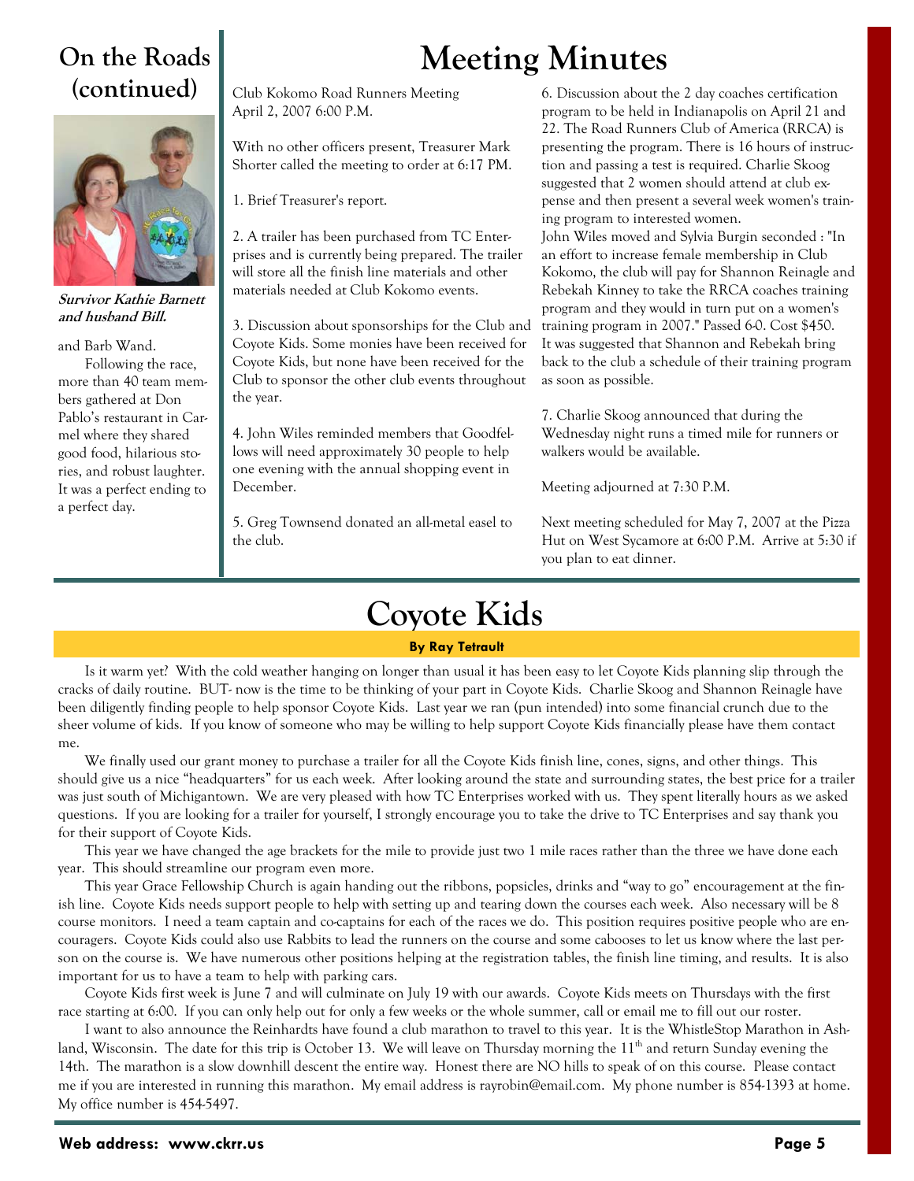## On the Roads (continued)

***Survivor Kathie Barnett and husband Bill.***

and Barb Wand.

Following the race, more than 40 team members gathered at Don Pablo's restaurant in Carmel where they shared good food, hilarious stories, and robust laughter. It was a perfect ending to a perfect day.

# Meeting Minutes

Club Kokomo Road Runners Meeting
April 2, 2007 6:00 P.M.

With no other officers present, Treasurer Mark Shorter called the meeting to order at 6:17 PM.

1. Brief Treasurer's report.

2. A trailer has been purchased from TC Enterprises and is currently being prepared. The trailer will store all the finish line materials and other materials needed at Club Kokomo events.

3. Discussion about sponsorships for the Club and Coyote Kids. Some monies have been received for Coyote Kids, but none have been received for the Club to sponsor the other club events throughout the year.

4. John Wiles reminded members that Goodfellows will need approximately 30 people to help one evening with the annual shopping event in December.

5. Greg Townsend donated an all-metal easel to the club.

6. Discussion about the 2 day coaches certification program to be held in Indianapolis on April 21 and 22. The Road Runners Club of America (RRCA) is presenting the program. There is 16 hours of instruction and passing a test is required. Charlie Skoog suggested that 2 women should attend at club expense and then present a several week women's training program to interested women.
John Wiles moved and Sylvia Burgin seconded : "In an effort to increase female membership in Club Kokomo, the club will pay for Shannon Reinagle and Rebekah Kinney to take the RRCA coaches training program and they would in turn put on a women's training program in 2007." Passed 6-0. Cost $450.
It was suggested that Shannon and Rebekah bring back to the club a schedule of their training program as soon as possible.

7. Charlie Skoog announced that during the Wednesday night runs a timed mile for runners or walkers would be available.

Meeting adjourned at 7:30 P.M.

Next meeting scheduled for May 7, 2007 at the Pizza Hut on West Sycamore at 6:00 P.M. Arrive at 5:30 if you plan to eat dinner.

# Coyote Kids

**By Ray Tetrault**

Is it warm yet? With the cold weather hanging on longer than usual it has been easy to let Coyote Kids planning slip through the cracks of daily routine. BUT- now is the time to be thinking of your part in Coyote Kids. Charlie Skoog and Shannon Reinagle have been diligently finding people to help sponsor Coyote Kids. Last year we ran (pun intended) into some financial crunch due to the sheer volume of kids. If you know of someone who may be willing to help support Coyote Kids financially please have them contact me.

We finally used our grant money to purchase a trailer for all the Coyote Kids finish line, cones, signs, and other things. This should give us a nice "headquarters" for us each week. After looking around the state and surrounding states, the best price for a trailer was just south of Michigantown. We are very pleased with how TC Enterprises worked with us. They spent literally hours as we asked questions. If you are looking for a trailer for yourself, I strongly encourage you to take the drive to TC Enterprises and say thank you for their support of Coyote Kids.

This year we have changed the age brackets for the mile to provide just two 1 mile races rather than the three we have done each year. This should streamline our program even more.

This year Grace Fellowship Church is again handing out the ribbons, popsicles, drinks and "way to go" encouragement at the finish line. Coyote Kids needs support people to help with setting up and tearing down the courses each week. Also necessary will be 8 course monitors. I need a team captain and co-captains for each of the races we do. This position requires positive people who are encouragers. Coyote Kids could also use Rabbits to lead the runners on the course and some cabooses to let us know where the last person on the course is. We have numerous other positions helping at the registration tables, the finish line timing, and results. It is also important for us to have a team to help with parking cars.

Coyote Kids first week is June 7 and will culminate on July 19 with our awards. Coyote Kids meets on Thursdays with the first race starting at 6:00. If you can only help out for only a few weeks or the whole summer, call or email me to fill out our roster.

I want to also announce the Reinhardts have found a club marathon to travel to this year. It is the WhistleStop Marathon in Ashland, Wisconsin. The date for this trip is October 13. We will leave on Thursday morning the 11th and return Sunday evening the 14th. The marathon is a slow downhill descent the entire way. Honest there are NO hills to speak of on this course. Please contact me if you are interested in running this marathon. My email address is rayrobin@email.com. My phone number is 854-1393 at home. My office number is 454-5497.

**Web address: www.ckrr.us**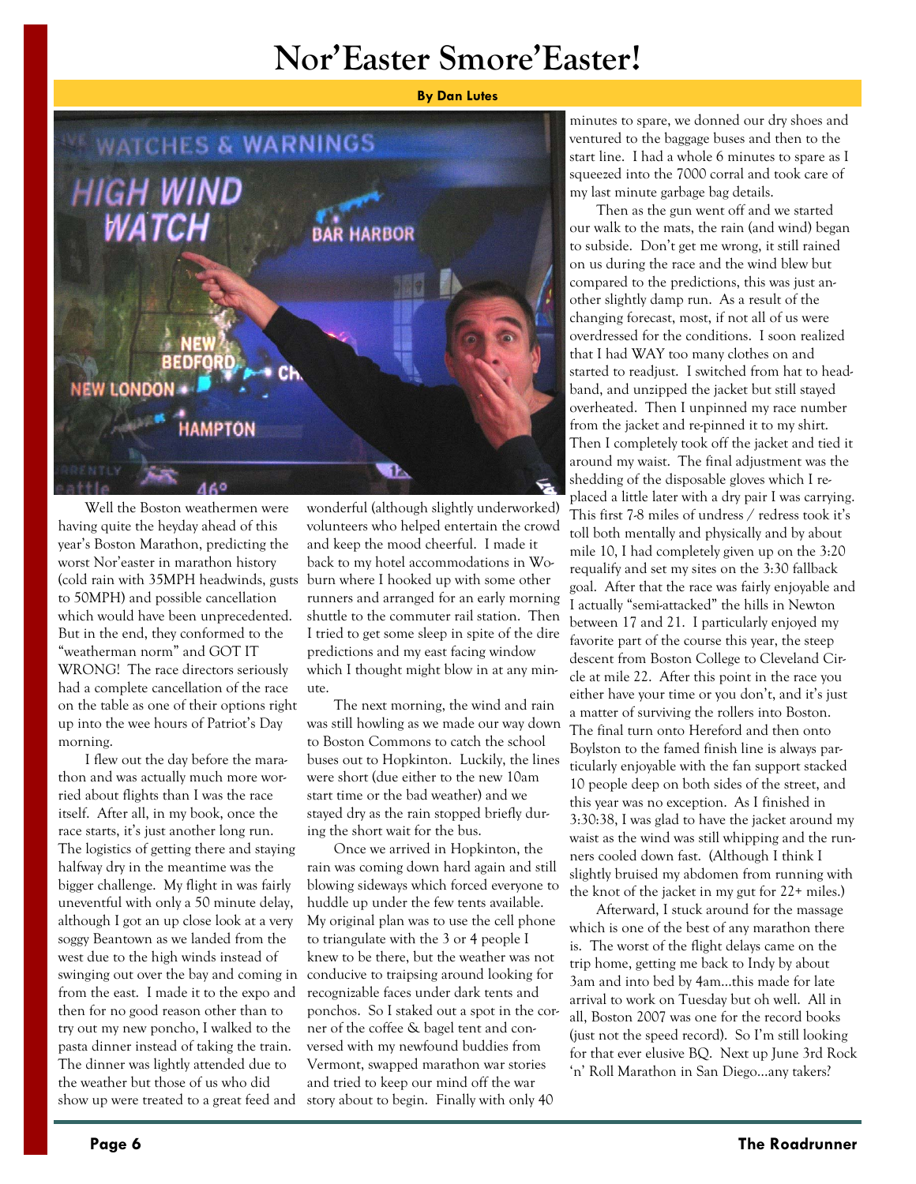# Nor'Easter Smore'Easter!

**By Dan Lutes**

Well the Boston weathermen were having quite the heyday ahead of this year's Boston Marathon, predicting the worst Nor'easter in marathon history (cold rain with 35MPH headwinds, gusts to 50MPH) and possible cancellation which would have been unprecedented. But in the end, they conformed to the "weatherman norm" and GOT IT WRONG! The race directors seriously had a complete cancellation of the race on the table as one of their options right up into the wee hours of Patriot's Day morning.

I flew out the day before the marathon and was actually much more worried about flights than I was the race itself. After all, in my book, once the race starts, it's just another long run. The logistics of getting there and staying halfway dry in the meantime was the bigger challenge. My flight in was fairly uneventful with only a 50 minute delay, although I got an up close look at a very soggy Beantown as we landed from the west due to the high winds instead of swinging out over the bay and coming in from the east. I made it to the expo and then for no good reason other than to try out my new poncho, I walked to the pasta dinner instead of taking the train. The dinner was lightly attended due to the weather but those of us who did show up were treated to a great feed and wonderful (although slightly underworked) volunteers who helped entertain the crowd and keep the mood cheerful. I made it back to my hotel accommodations in Woburn where I hooked up with some other runners and arranged for an early morning shuttle to the commuter rail station. Then I tried to get some sleep in spite of the dire predictions and my east facing window which I thought might blow in at any minute.

The next morning, the wind and rain was still howling as we made our way down to Boston Commons to catch the school buses out to Hopkinton. Luckily, the lines were short (due either to the new 10am start time or the bad weather) and we stayed dry as the rain stopped briefly during the short wait for the bus.

Once we arrived in Hopkinton, the rain was coming down hard again and still blowing sideways which forced everyone to huddle up under the few tents available. My original plan was to use the cell phone to triangulate with the 3 or 4 people I knew to be there, but the weather was not conducive to traipsing around looking for recognizable faces under dark tents and ponchos. So I staked out a spot in the corner of the coffee & bagel tent and conversed with my newfound buddies from Vermont, swapped marathon war stories and tried to keep our mind off the war story about to begin. Finally with only 40 minutes to spare, we donned our dry shoes and ventured to the baggage buses and then to the start line. I had a whole 6 minutes to spare as I squeezed into the 7000 corral and took care of my last minute garbage bag details.

Then as the gun went off and we started our walk to the mats, the rain (and wind) began to subside. Don't get me wrong, it still rained on us during the race and the wind blew but compared to the predictions, this was just another slightly damp run. As a result of the changing forecast, most, if not all of us were overdressed for the conditions. I soon realized that I had WAY too many clothes on and started to readjust. I switched from hat to headband, and unzipped the jacket but still stayed overheated. Then I unpinned my race number from the jacket and re-pinned it to my shirt. Then I completely took off the jacket and tied it around my waist. The final adjustment was the shedding of the disposable gloves which I replaced a little later with a dry pair I was carrying. This first 7-8 miles of undress / redress took it's toll both mentally and physically and by about mile 10, I had completely given up on the 3:20 requalify and set my sites on the 3:30 fallback goal. After that the race was fairly enjoyable and I actually "semi-attacked" the hills in Newton between 17 and 21. I particularly enjoyed my favorite part of the course this year, the steep descent from Boston College to Cleveland Circle at mile 22. After this point in the race you either have your time or you don't, and it's just a matter of surviving the rollers into Boston. The final turn onto Hereford and then onto Boylston to the famed finish line is always particularly enjoyable with the fan support stacked 10 people deep on both sides of the street, and this year was no exception. As I finished in 3:30:38, I was glad to have the jacket around my waist as the wind was still whipping and the runners cooled down fast. (Although I think I slightly bruised my abdomen from running with the knot of the jacket in my gut for 22+ miles.)

Afterward, I stuck around for the massage which is one of the best of any marathon there is. The worst of the flight delays came on the trip home, getting me back to Indy by about 3am and into bed by 4am…this made for late arrival to work on Tuesday but oh well. All in all, Boston 2007 was one for the record books (just not the speed record). So I'm still looking for that ever elusive BQ. Next up June 3rd Rock 'n' Roll Marathon in San Diego…any takers?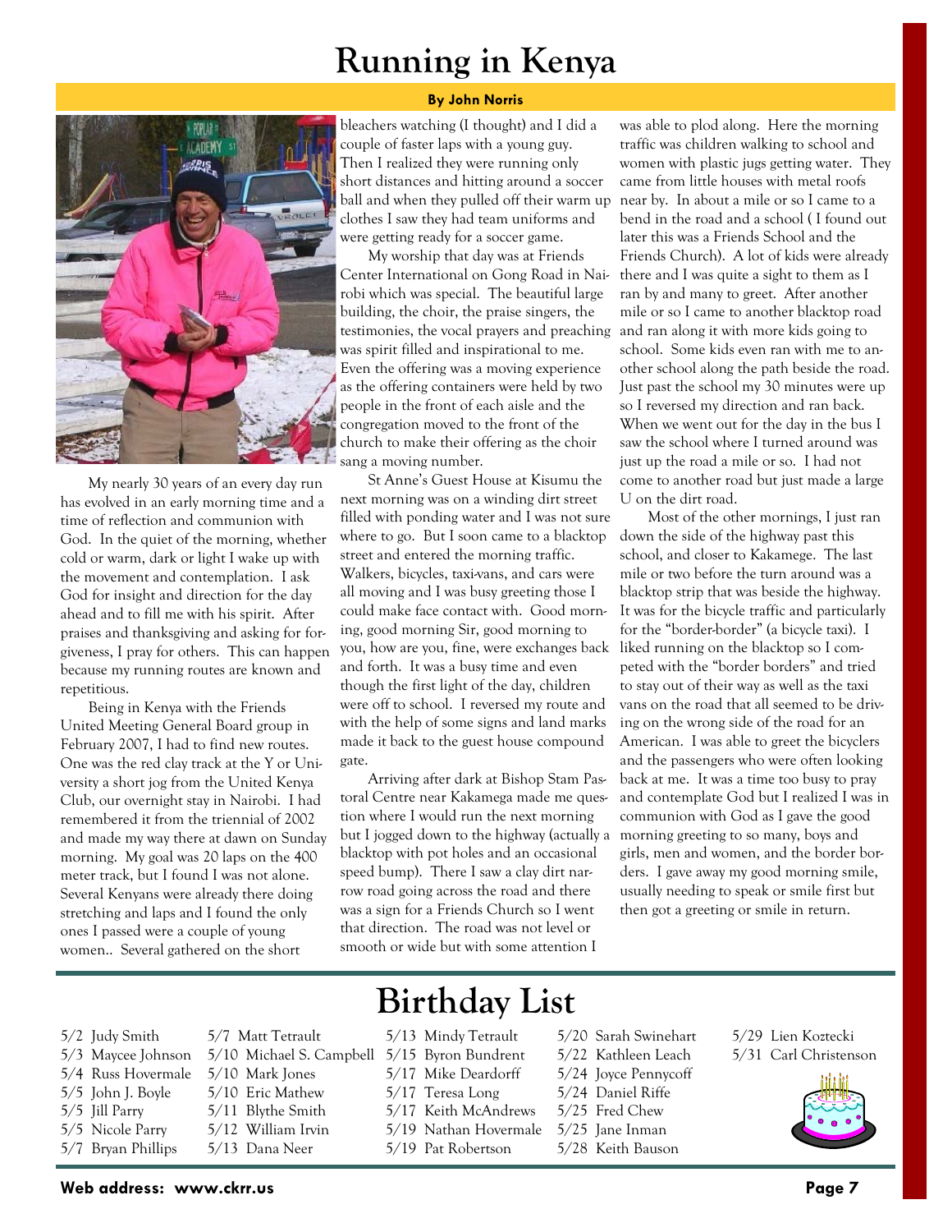# Running in Kenya

**By John Norris**

My nearly 30 years of an every day run has evolved in an early morning time and a time of reflection and communion with God. In the quiet of the morning, whether cold or warm, dark or light I wake up with the movement and contemplation. I ask God for insight and direction for the day ahead and to fill me with his spirit. After praises and thanksgiving and asking for forgiveness, I pray for others. This can happen because my running routes are known and repetitious.

Being in Kenya with the Friends United Meeting General Board group in February 2007, I had to find new routes. One was the red clay track at the Y or University a short jog from the United Kenya Club, our overnight stay in Nairobi. I had remembered it from the triennial of 2002 and made my way there at dawn on Sunday morning. My goal was 20 laps on the 400 meter track, but I found I was not alone. Several Kenyans were already there doing stretching and laps and I found the only ones I passed were a couple of young women.. Several gathered on the short bleachers watching (I thought) and I did a couple of faster laps with a young guy. Then I realized they were running only short distances and hitting around a soccer ball and when they pulled off their warm up clothes I saw they had team uniforms and were getting ready for a soccer game.

My worship that day was at Friends Center International on Gong Road in Nairobi which was special. The beautiful large building, the choir, the praise singers, the testimonies, the vocal prayers and preaching was spirit filled and inspirational to me. Even the offering was a moving experience as the offering containers were held by two people in the front of each aisle and the congregation moved to the front of the church to make their offering as the choir sang a moving number.

St Anne's Guest House at Kisumu the next morning was on a winding dirt street filled with ponding water and I was not sure where to go. But I soon came to a blacktop street and entered the morning traffic. Walkers, bicycles, taxi-vans, and cars were all moving and I was busy greeting those I could make face contact with. Good morning, good morning Sir, good morning to you, how are you, fine, were exchanges back and forth. It was a busy time and even though the first light of the day, children were off to school. I reversed my route and with the help of some signs and land marks made it back to the guest house compound gate.

Arriving after dark at Bishop Stam Pastoral Centre near Kakamega made me question where I would run the next morning but I jogged down to the highway (actually a blacktop with pot holes and an occasional speed bump). There I saw a clay dirt narrow road going across the road and there was a sign for a Friends Church so I went that direction. The road was not level or smooth or wide but with some attention I was able to plod along. Here the morning traffic was children walking to school and women with plastic jugs getting water. They came from little houses with metal roofs near by. In about a mile or so I came to a bend in the road and a school ( I found out later this was a Friends School and the Friends Church). A lot of kids were already there and I was quite a sight to them as I ran by and many to greet. After another mile or so I came to another blacktop road and ran along it with more kids going to school. Some kids even ran with me to another school along the path beside the road. Just past the school my 30 minutes were up so I reversed my direction and ran back. When we went out for the day in the bus I saw the school where I turned around was just up the road a mile or so. I had not come to another road but just made a large U on the dirt road.

Most of the other mornings, I just ran down the side of the highway past this school, and closer to Kakamege. The last mile or two before the turn around was a blacktop strip that was beside the highway. It was for the bicycle traffic and particularly for the "border-border" (a bicycle taxi). I liked running on the blacktop so I competed with the "border borders" and tried to stay out of their way as well as the taxi vans on the road that all seemed to be driving on the wrong side of the road for an American. I was able to greet the bicyclers and the passengers who were often looking back at me. It was a time too busy to pray and contemplate God but I realized I was in communion with God as I gave the good morning greeting to so many, boys and girls, men and women, and the border borders. I gave away my good morning smile, usually needing to speak or smile first but then got a greeting or smile in return.

# Birthday List

- 5/2 Judy Smith
- 5/3 Maycee Johnson
- 5/4 Russ Hovermale
- 5/5 John J. Boyle
- 5/5 Jill Parry
- 5/5 Nicole Parry
- 5/7 Bryan Phillips
- 5/7 Matt Tetrault
- 5/10 Michael S. Campbell
- 5/10 Mark Jones
- 5/10 Eric Mathew
- 5/11 Blythe Smith
- 5/12 William Irvin
- 5/13 Dana Neer
- 5/13 Mindy Tetrault
- 5/15 Byron Bundrent
- 5/17 Mike Deardorff
- 5/17 Teresa Long
- 5/17 Keith McAndrews
- 5/19 Nathan Hovermale
- 5/19 Pat Robertson
- 5/20 Sarah Swinehart
- 5/22 Kathleen Leach
- 5/24 Joyce Pennycoff
- 5/24 Daniel Riffe
- 5/25 Fred Chew
- 5/25 Jane Inman
- 5/28 Keith Bauson
- 5/29 Lien Koztecki
- 5/31 Carl Christenson

Web address: www.ckrr.us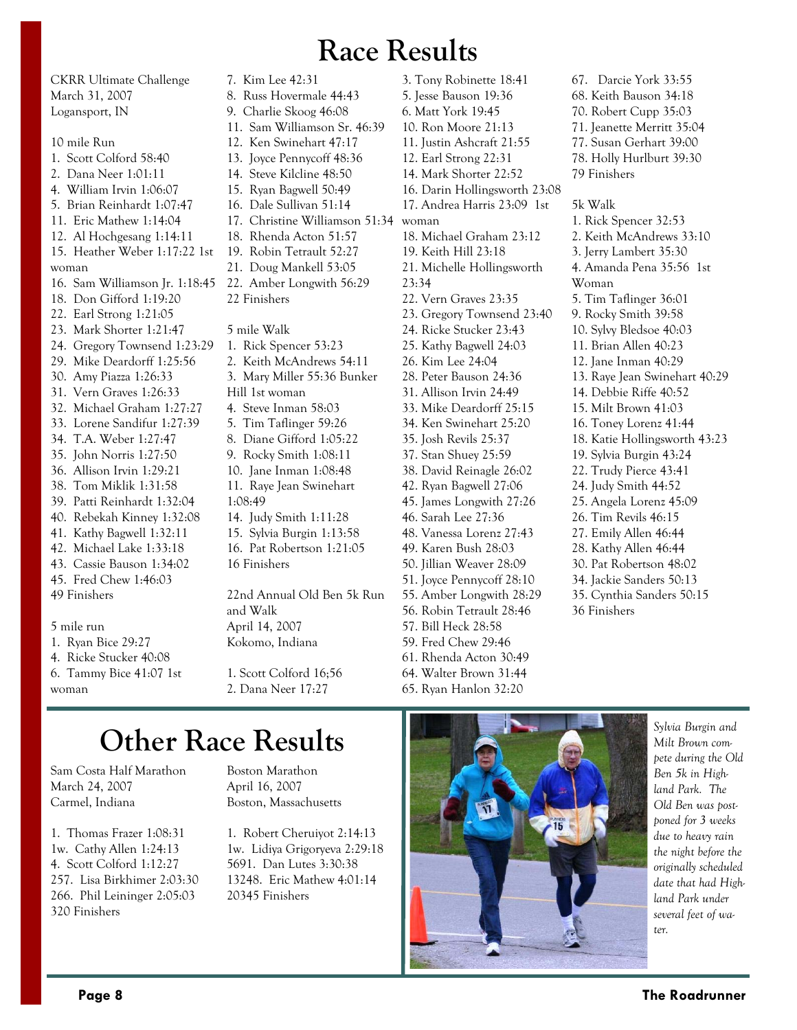# Race Results

CKRR Ultimate Challenge
March 31, 2007
Logansport, IN

10 mile Run
1. Scott Colford 58:40
2. Dana Neer 1:01:11
4. William Irvin 1:06:07
5. Brian Reinhardt 1:07:47
11. Eric Mathew 1:14:04
12. Al Hochgesang 1:14:11
15. Heather Weber 1:17:22 1st woman
16. Sam Williamson Jr. 1:18:45
18. Don Gifford 1:19:20
22. Earl Strong 1:21:05
23. Mark Shorter 1:21:47
24. Gregory Townsend 1:23:29
29. Mike Deardorff 1:25:56
30. Amy Piazza 1:26:33
31. Vern Graves 1:26:33
32. Michael Graham 1:27:27
33. Lorene Sandifur 1:27:39
34. T.A. Weber 1:27:47
35. John Norris 1:27:50
36. Allison Irvin 1:29:21
38. Tom Miklik 1:31:58
39. Patti Reinhardt 1:32:04
40. Rebekah Kinney 1:32:08
41. Kathy Bagwell 1:32:11
42. Michael Lake 1:33:18
43. Cassie Bauson 1:34:02
45. Fred Chew 1:46:03
49 Finishers

5 mile run
1. Ryan Bice 29:27
4. Ricke Stucker 40:08
6. Tammy Bice 41:07 1st woman
7. Kim Lee 42:31
8. Russ Hovermale 44:43
9. Charlie Skoog 46:08
11. Sam Williamson Sr. 46:39
12. Ken Swinehart 47:17
13. Joyce Pennycoff 48:36
14. Steve Kilcline 48:50
15. Ryan Bagwell 50:49
16. Dale Sullivan 51:14
17. Christine Williamson 51:34
18. Rhenda Acton 51:57
19. Robin Tetrault 52:27
21. Doug Mankell 53:05
22. Amber Longwith 56:29
22 Finishers

5 mile Walk
1. Rick Spencer 53:23
2. Keith McAndrews 54:11
3. Mary Miller 55:36 Bunker Hill 1st woman
4. Steve Inman 58:03
5. Tim Taflinger 59:26
8. Diane Gifford 1:05:22
9. Rocky Smith 1:08:11
10. Jane Inman 1:08:48
11. Raye Jean Swinehart 1:08:49
14. Judy Smith 1:11:28
15. Sylvia Burgin 1:13:58
16. Pat Robertson 1:21:05
16 Finishers

22nd Annual Old Ben 5k Run and Walk
April 14, 2007
Kokomo, Indiana

1. Scott Colford 16;56
2. Dana Neer 17:27
3. Tony Robinette 18:41
5. Jesse Bauson 19:36
6. Matt York 19:45
10. Ron Moore 21:13
11. Justin Ashcraft 21:55
12. Earl Strong 22:31
14. Mark Shorter 22:52
16. Darin Hollingsworth 23:08
17. Andrea Harris 23:09 1st woman
18. Michael Graham 23:12
19. Keith Hill 23:18
21. Michelle Hollingsworth 23:34
22. Vern Graves 23:35
23. Gregory Townsend 23:40
24. Ricke Stucker 23:43
25. Kathy Bagwell 24:03
26. Kim Lee 24:04
28. Peter Bauson 24:36
31. Allison Irvin 24:49
33. Mike Deardorff 25:15
34. Ken Swinehart 25:20
35. Josh Revils 25:37
37. Stan Shuey 25:59
38. David Reinagle 26:02
42. Ryan Bagwell 27:06
45. James Longwith 27:26
46. Sarah Lee 27:36
48. Vanessa Lorenz 27:43
49. Karen Bush 28:03
50. Jillian Weaver 28:09
51. Joyce Pennycoff 28:10
55. Amber Longwith 28:29
56. Robin Tetrault 28:46
57. Bill Heck 28:58
59. Fred Chew 29:46
61. Rhenda Acton 30:49
64. Walter Brown 31:44
65. Ryan Hanlon 32:20
67. Darcie York 33:55
68. Keith Bauson 34:18
70. Robert Cupp 35:03
71. Jeanette Merritt 35:04
77. Susan Gerhart 39:00
78. Holly Hurlburt 39:30
79 Finishers

5k Walk
1. Rick Spencer 32:53
2. Keith McAndrews 33:10
3. Jerry Lambert 35:30
4. Amanda Pena 35:56 1st Woman
5. Tim Taflinger 36:01
9. Rocky Smith 39:58
10. Sylvy Bledsoe 40:03
11. Brian Allen 40:23
12. Jane Inman 40:29
13. Raye Jean Swinehart 40:29
14. Debbie Riffe 40:52
15. Milt Brown 41:03
16. Toney Lorenz 41:44
18. Katie Hollingsworth 43:23
19. Sylvia Burgin 43:24
22. Trudy Pierce 43:41
24. Judy Smith 44:52
25. Angela Lorenz 45:09
26. Tim Revils 46:15
27. Emily Allen 46:44
28. Kathy Allen 46:44
30. Pat Robertson 48:02
34. Jackie Sanders 50:13
35. Cynthia Sanders 50:15
36 Finishers

# Other Race Results

Sam Costa Half Marathon
March 24, 2007
Carmel, Indiana

1. Thomas Frazer 1:08:31
1w. Cathy Allen 1:24:13
4. Scott Colford 1:12:27
257. Lisa Birkhimer 2:03:30
266. Phil Leininger 2:05:03
320 Finishers

Boston Marathon
April 16, 2007
Boston, Massachusetts

1. Robert Cheruiyot 2:14:13
1w. Lidiya Grigoryeva 2:29:18
5691. Dan Lutes 3:30:38
13248. Eric Mathew 4:01:14
20345 Finishers

*Sylvia Burgin and Milt Brown compete during the Old Ben 5k in Highland Park. The Old Ben was postponed for 3 weeks due to heavy rain the night before the originally scheduled date that had Highland Park under several feet of water.*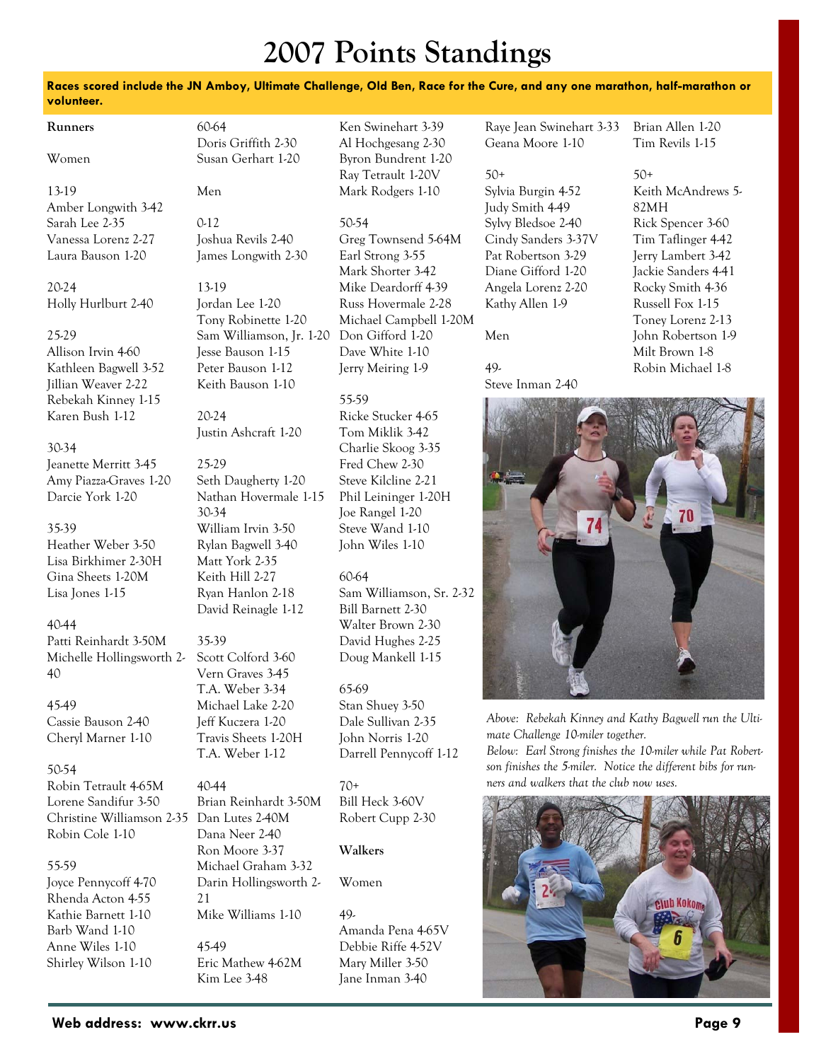# 2007 Points Standings

**Races scored include the JN Amboy, Ultimate Challenge, Old Ben, Race for the Cure, and any one marathon, half-marathon or volunteer.**

## Runners

### Women

13-19
Amber Longwith 3-42
Sarah Lee 2-35
Vanessa Lorenz 2-27
Laura Bauson 1-20

20-24
Holly Hurlburt 2-40

25-29
Allison Irvin 4-60
Kathleen Bagwell 3-52
Jillian Weaver 2-22
Rebekah Kinney 1-15
Karen Bush 1-12

30-34
Jeanette Merritt 3-45
Amy Piazza-Graves 1-20
Darcie York 1-20

35-39
Heather Weber 3-50
Lisa Birkhimer 2-30H
Gina Sheets 1-20M
Lisa Jones 1-15

40-44
Patti Reinhardt 3-50M
Michelle Hollingsworth 2-40

45-49
Cassie Bauson 2-40
Cheryl Marner 1-10

50-54
Robin Tetrault 4-65M
Lorene Sandifur 3-50
Christine Williamson 2-35
Robin Cole 1-10

55-59
Joyce Pennycoff 4-70
Rhenda Acton 4-55
Kathie Barnett 1-10
Barb Wand 1-10
Anne Wiles 1-10
Shirley Wilson 1-10

60-64
Doris Griffith 2-30
Susan Gerhart 1-20

### Men

0-12
Joshua Revils 2-40
James Longwith 2-30

13-19
Jordan Lee 1-20
Tony Robinette 1-20
Sam Williamson, Jr. 1-20
Jesse Bauson 1-15
Peter Bauson 1-12
Keith Bauson 1-10

20-24
Justin Ashcraft 1-20

25-29
Seth Daugherty 1-20
Nathan Hovermale 1-15

30-34
William Irvin 3-50
Rylan Bagwell 3-40
Matt York 2-35
Keith Hill 2-27
Ryan Hanlon 2-18
David Reinagle 1-12

35-39
Scott Colford 3-60
Vern Graves 3-45
T.A. Weber 3-34
Michael Lake 2-20
Jeff Kuczera 1-20
Travis Sheets 1-20H
T.A. Weber 1-12

40-44
Brian Reinhardt 3-50M
Dan Lutes 2-40M
Dana Neer 2-40
Ron Moore 3-37
Michael Graham 3-32
Darin Hollingsworth 2-21
Mike Williams 1-10

45-49
Eric Mathew 4-62M
Kim Lee 3-48
Ken Swinehart 3-39
Al Hochgesang 2-30
Byron Bundrent 1-20
Ray Tetrault 1-20V
Mark Rodgers 1-10

50-54
Greg Townsend 5-64M
Earl Strong 3-55
Mark Shorter 3-42
Mike Deardorff 4-39
Russ Hovermale 2-28
Michael Campbell 1-20M
Don Gifford 1-20
Dave White 1-10
Jerry Meiring 1-9

55-59
Ricke Stucker 4-65
Tom Miklik 3-42
Charlie Skoog 3-35
Fred Chew 2-30
Steve Kilcline 2-21
Phil Leininger 1-20H
Joe Rangel 1-20
Steve Wand 1-10
John Wiles 1-10

60-64
Sam Williamson, Sr. 2-32
Bill Barnett 2-30
Walter Brown 2-30
David Hughes 2-25
Doug Mankell 1-15

65-69
Stan Shuey 3-50
Dale Sullivan 2-35
John Norris 1-20
Darrell Pennycoff 1-12

70+
Bill Heck 3-60V
Robert Cupp 2-30

## Walkers

### Women

49-
Amanda Pena 4-65V
Debbie Riffe 4-52V
Mary Miller 3-50
Jane Inman 3-40
Raye Jean Swinehart 3-33
Geana Moore 1-10

50+
Sylvia Burgin 4-52
Judy Smith 4-49
Sylvy Bledsoe 2-40
Cindy Sanders 3-37V
Pat Robertson 3-29
Diane Gifford 1-20
Angela Lorenz 2-20
Kathy Allen 1-9

### Men

49-
Steve Inman 2-40
Brian Allen 1-20
Tim Revils 1-15

50+
Keith McAndrews 5-82MH
Rick Spencer 3-60
Tim Taflinger 4-42
Jerry Lambert 3-42
Jackie Sanders 4-41
Rocky Smith 4-36
Russell Fox 1-15
Toney Lorenz 2-13
John Robertson 1-9
Milt Brown 1-8
Robin Michael 1-8

*Above: Rebekah Kinney and Kathy Bagwell run the Ultimate Challenge 10-miler together.*
*Below: Earl Strong finishes the 10-miler while Pat Robertson finishes the 5-miler. Notice the different bibs for runners and walkers that the club now uses.*

**Web address: www.ckrr.us**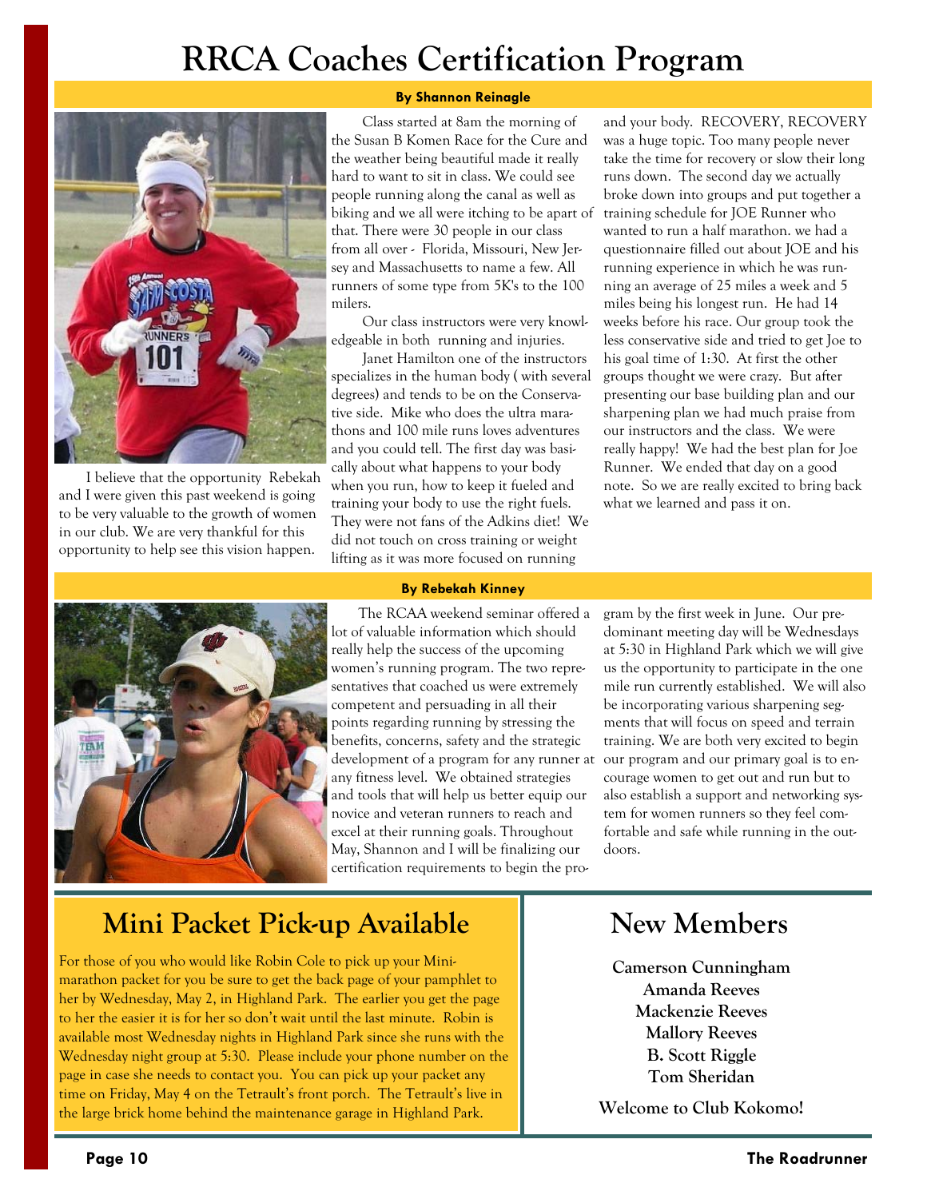# RRCA Coaches Certification Program

**By Shannon Reinagle**

I believe that the opportunity Rebekah and I were given this past weekend is going to be very valuable to the growth of women in our club. We are very thankful for this opportunity to help see this vision happen.

Class started at 8am the morning of the Susan B Komen Race for the Cure and the weather being beautiful made it really hard to want to sit in class. We could see people running along the canal as well as biking and we all were itching to be apart of that. There were 30 people in our class from all over - Florida, Missouri, New Jersey and Massachusetts to name a few. All runners of some type from 5K's to the 100 milers.

Our class instructors were very knowledgeable in both running and injuries.

Janet Hamilton one of the instructors specializes in the human body ( with several degrees) and tends to be on the Conservative side. Mike who does the ultra marathons and 100 mile runs loves adventures and you could tell. The first day was basically about what happens to your body when you run, how to keep it fueled and training your body to use the right fuels. They were not fans of the Adkins diet! We did not touch on cross training or weight lifting as it was more focused on running and your body. RECOVERY, RECOVERY was a huge topic. Too many people never take the time for recovery or slow their long runs down. The second day we actually broke down into groups and put together a training schedule for JOE Runner who wanted to run a half marathon. we had a questionnaire filled out about JOE and his running experience in which he was running an average of 25 miles a week and 5 miles being his longest run. He had 14 weeks before his race. Our group took the less conservative side and tried to get Joe to his goal time of 1:30. At first the other groups thought we were crazy. But after presenting our base building plan and our sharpening plan we had much praise from our instructors and the class. We were really happy! We had the best plan for Joe Runner. We ended that day on a good note. So we are really excited to bring back what we learned and pass it on.

**By Rebekah Kinney**

The RCAA weekend seminar offered a lot of valuable information which should really help the success of the upcoming women's running program. The two representatives that coached us were extremely competent and persuading in all their points regarding running by stressing the benefits, concerns, safety and the strategic development of a program for any runner at any fitness level. We obtained strategies and tools that will help us better equip our novice and veteran runners to reach and excel at their running goals. Throughout May, Shannon and I will be finalizing our certification requirements to begin the program by the first week in June. Our predominant meeting day will be Wednesdays at 5:30 in Highland Park which we will give us the opportunity to participate in the one mile run currently established. We will also be incorporating various sharpening segments that will focus on speed and terrain training. We are both very excited to begin our program and our primary goal is to encourage women to get out and run but to also establish a support and networking system for women runners so they feel comfortable and safe while running in the outdoors.

## Mini Packet Pick-up Available

For those of you who would like Robin Cole to pick up your Mini-marathon packet for you be sure to get the back page of your pamphlet to her by Wednesday, May 2, in Highland Park. The earlier you get the page to her the easier it is for her so don't wait until the last minute. Robin is available most Wednesday nights in Highland Park since she runs with the Wednesday night group at 5:30. Please include your phone number on the page in case she needs to contact you. You can pick up your packet any time on Friday, May 4 on the Tetrault's front porch. The Tetrault's live in the large brick home behind the maintenance garage in Highland Park.

## New Members

**Camerson Cunningham**
**Amanda Reeves**
**Mackenzie Reeves**
**Mallory Reeves**
**B. Scott Riggle**
**Tom Sheridan**

**Welcome to Club Kokomo!**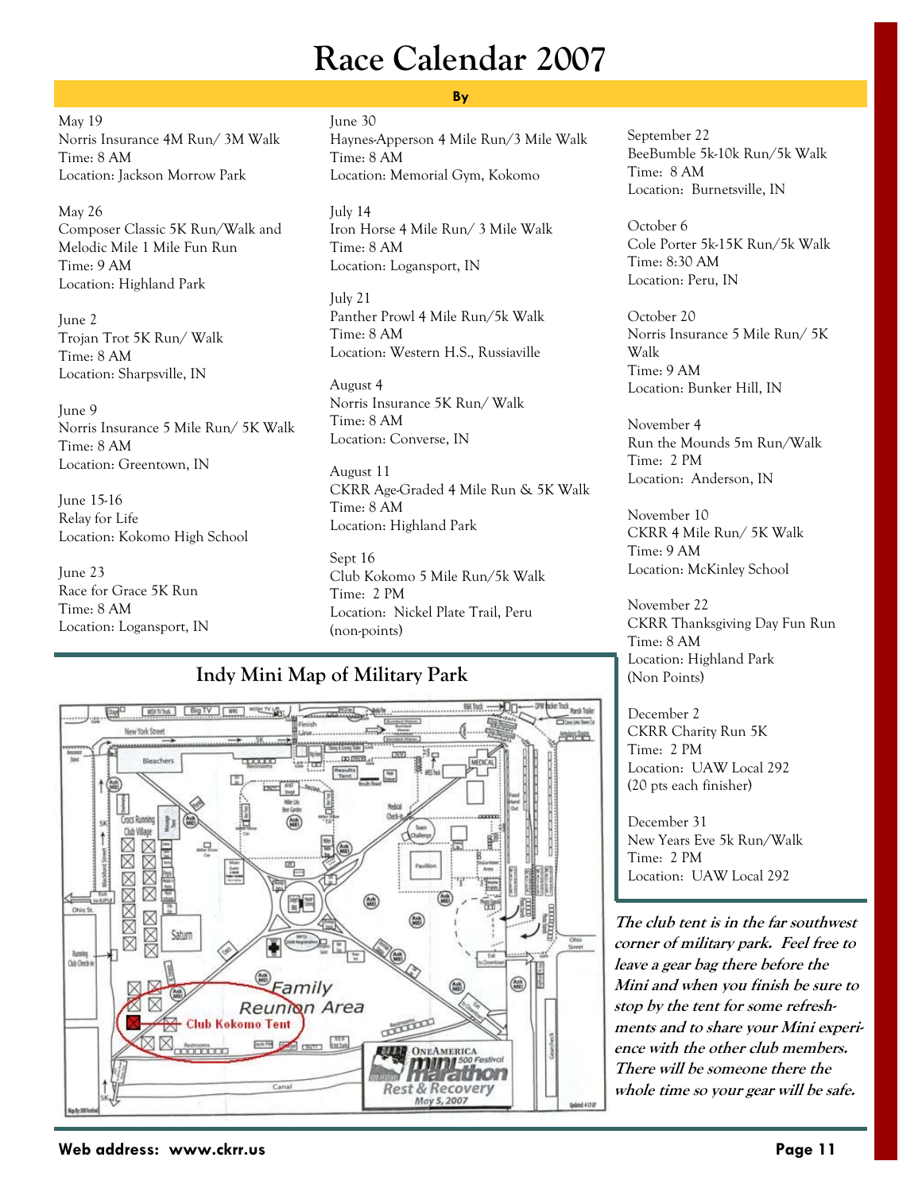# Race Calendar 2007

**By**

May 19
Norris Insurance 4M Run/ 3M Walk
Time: 8 AM
Location: Jackson Morrow Park

May 26
Composer Classic 5K Run/Walk and Melodic Mile 1 Mile Fun Run
Time: 9 AM
Location: Highland Park

June 2
Trojan Trot 5K Run/ Walk
Time: 8 AM
Location: Sharpsville, IN

June 9
Norris Insurance 5 Mile Run/ 5K Walk
Time: 8 AM
Location: Greentown, IN

June 15-16
Relay for Life
Location: Kokomo High School

June 23
Race for Grace 5K Run
Time: 8 AM
Location: Logansport, IN

June 30
Haynes-Apperson 4 Mile Run/3 Mile Walk
Time: 8 AM
Location: Memorial Gym, Kokomo

July 14
Iron Horse 4 Mile Run/ 3 Mile Walk
Time: 8 AM
Location: Logansport, IN

July 21
Panther Prowl 4 Mile Run/5k Walk
Time: 8 AM
Location: Western H.S., Russiaville

August 4
Norris Insurance 5K Run/ Walk
Time: 8 AM
Location: Converse, IN

August 11
CKRR Age-Graded 4 Mile Run & 5K Walk
Time: 8 AM
Location: Highland Park

Sept 16
Club Kokomo 5 Mile Run/5k Walk
Time: 2 PM
Location: Nickel Plate Trail, Peru
(non-points)

September 22
BeeBumble 5k-10k Run/5k Walk
Time: 8 AM
Location: Burnetsville, IN

October 6
Cole Porter 5k-15K Run/5k Walk
Time: 8:30 AM
Location: Peru, IN

October 20
Norris Insurance 5 Mile Run/ 5K Walk
Time: 9 AM
Location: Bunker Hill, IN

November 4
Run the Mounds 5m Run/Walk
Time: 2 PM
Location: Anderson, IN

November 10
CKRR 4 Mile Run/ 5K Walk
Time: 9 AM
Location: McKinley School

November 22
CKRR Thanksgiving Day Fun Run
Time: 8 AM
Location: Highland Park
(Non Points)

December 2
CKRR Charity Run 5K
Time: 2 PM
Location: UAW Local 292
(20 pts each finisher)

December 31
New Years Eve 5k Run/Walk
Time: 2 PM
Location: UAW Local 292

## Indy Mini Map of Military Park

***The club tent is in the far southwest corner of military park. Feel free to leave a gear bag there before the Mini and when you finish be sure to stop by the tent for some refreshments and to share your Mini experience with the other club members. There will be someone there the whole time so your gear will be safe.***

**Web address: www.ckrr.us**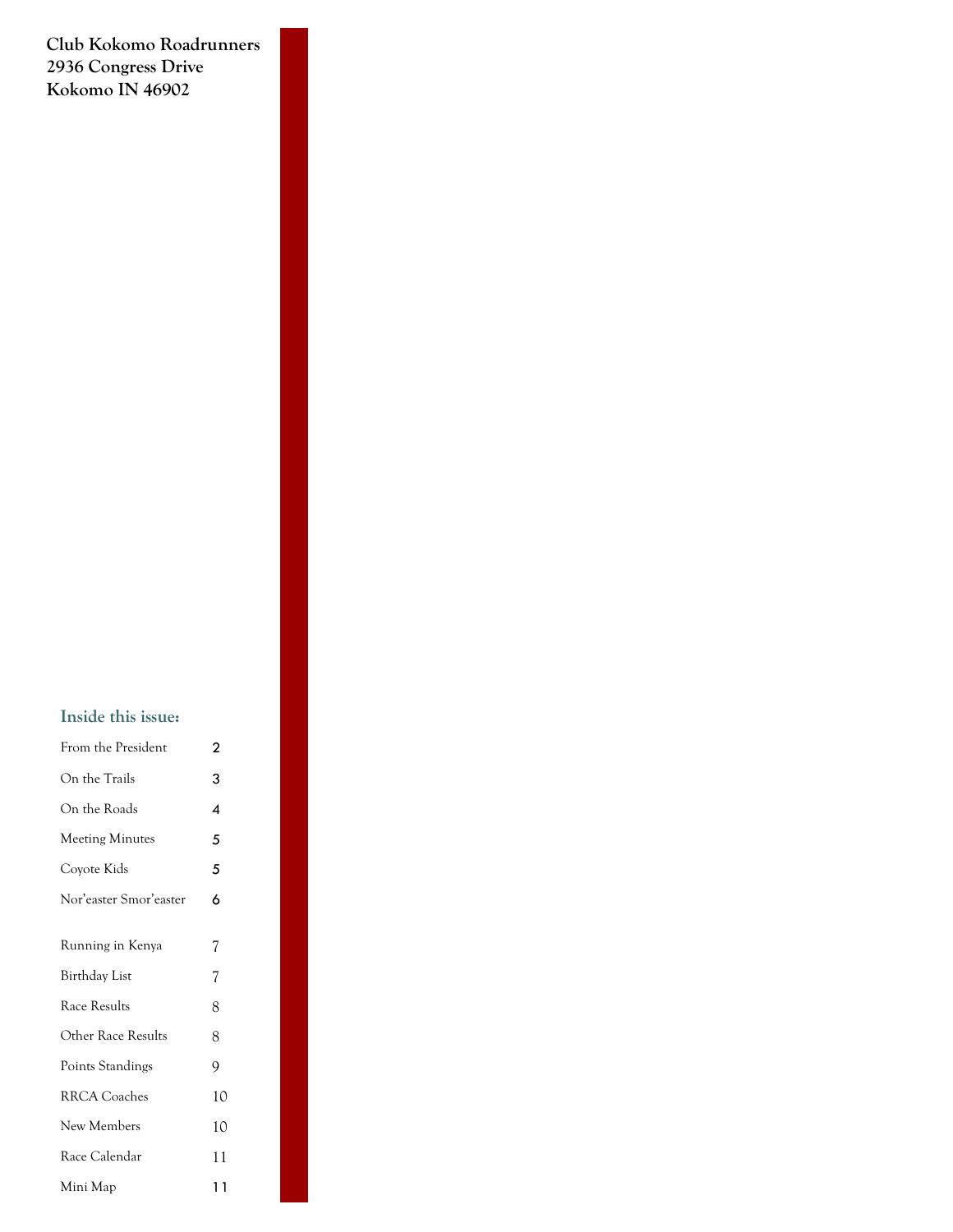**Club Kokomo Roadrunners**
**2936 Congress Drive**
**Kokomo IN 46902**

### Inside this issue:

| | |
|---|---|
| From the President | 2 |
| On the Trails | 3 |
| On the Roads | 4 |
| Meeting Minutes | 5 |
| Coyote Kids | 5 |
| Nor'easter Smor'easter | 6 |
| Running in Kenya | 7 |
| Birthday List | 7 |
| Race Results | 8 |
| Other Race Results | 8 |
| Points Standings | 9 |
| RRCA Coaches | 10 |
| New Members | 10 |
| Race Calendar | 11 |
| Mini Map | 11 |